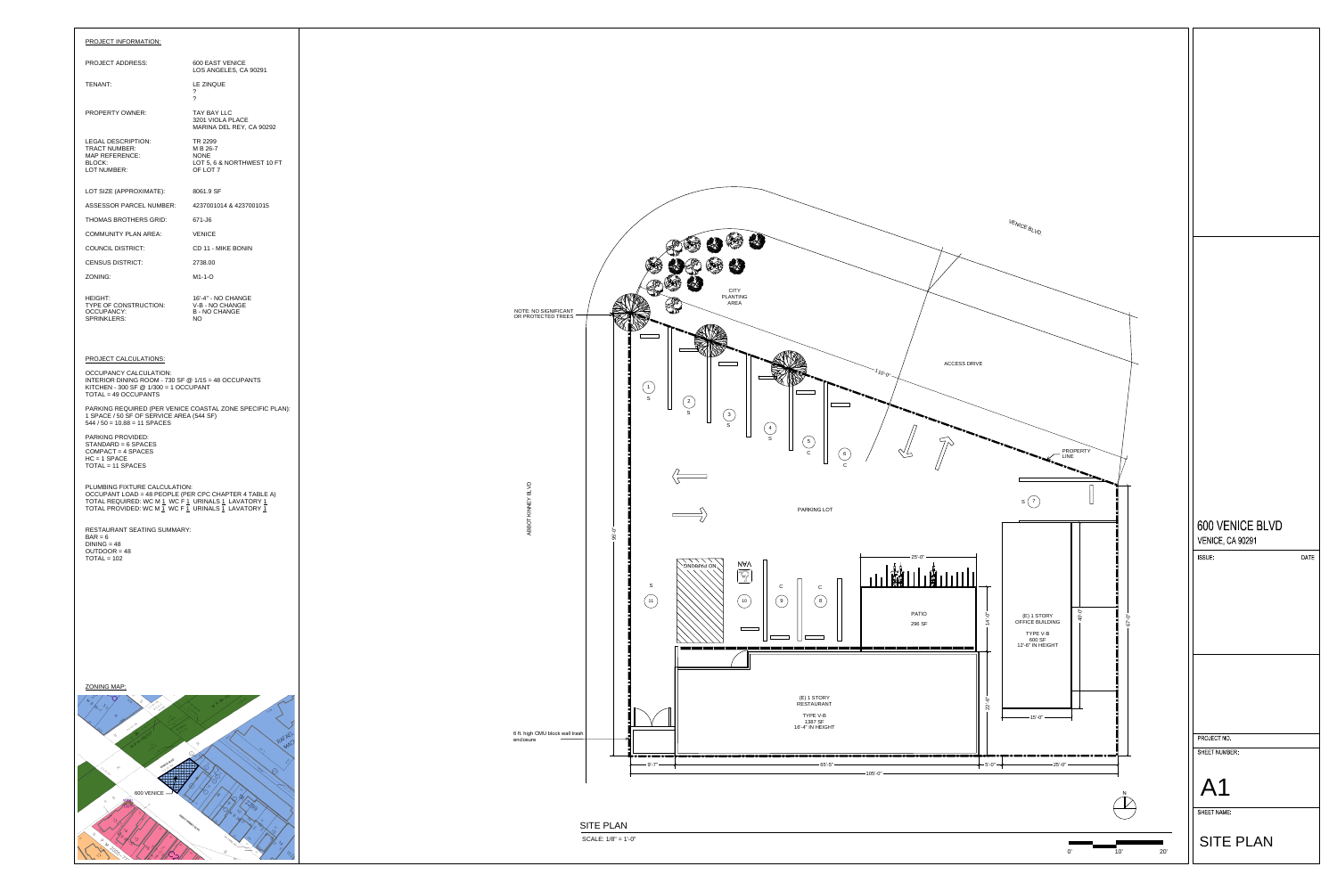## PROJECT INFORMATION:

| | |
|---|---|
| PROJECT ADDRESS: | 600 EAST VENICE<br>LOS ANGELES, CA 90291 |
| TENANT: | LE ZINQUE<br>?<br>? |
| PROPERTY OWNER: | TAY BAY LLC<br>3201 VIOLA PLACE<br>MARINA DEL REY, CA 90292 |
| LEGAL DESCRIPTION:<br>TRACT NUMBER:<br>MAP REFERENCE:<br>BLOCK:<br>LOT NUMBER: | TR 2299<br>M B 26-7<br>NONE<br>LOT 5, 6 & NORTHWEST 10 FT OF LOT 7 |
| LOT SIZE (APPROXIMATE): | 8061.9 SF |
| ASSESSOR PARCEL NUMBER: | 4237001014 & 4237001015 |
| THOMAS BROTHERS GRID: | 671-J6 |
| COMMUNITY PLAN AREA: | VENICE |
| COUNCIL DISTRICT: | CD 11 - MIKE BONIN |
| CENSUS DISTRICT: | 2738.00 |
| ZONING: | M1-1-O |
| HEIGHT:<br>TYPE OF CONSTRUCTION:<br>OCCUPANCY:<br>SPRINKLERS: | 16'-4" - NO CHANGE<br>V-B - NO CHANGE<br>B - NO CHANGE<br>NO |

## PROJECT CALCULATIONS:

OCCUPANCY CALCULATION:
INTERIOR DINING ROOM - 730 SF @ 1/15 = 48 OCCUPANTS
KITCHEN - 300 SF @ 1/300 = 1 OCCUPANT
TOTAL = 49 OCCUPANTS

PARKING REQUIRED (PER VENICE COASTAL ZONE SPECIFIC PLAN):
1 SPACE / 50 SF OF SERVICE AREA (544 SF)
544 / 50 = 10.88 = 11 SPACES

PARKING PROVIDED:
STANDARD = 6 SPACES
COMPACT = 4 SPACES
HC = 1 SPACE
TOTAL = 11 SPACES

PLUMBING FIXTURE CALCULATION:
OCCUPANT LOAD = 48 PEOPLE (PER CPC CHAPTER 4 TABLE A)
TOTAL REQUIRED: WC M 1 WC F 1 URINALS 1 LAVATORY 1
TOTAL PROVIDED: WC M 1 WC F 1 URINALS 1 LAVATORY 1

RESTAURANT SEATING SUMMARY:
BAR = 6
DINING = 48
OUTDOOR = 48
TOTAL = 102

## ZONING MAP:

600 VENICE

VENICE BLVD

CITY PLANTING AREA

NOTE: NO SIGNIFICANT OR PROTECTED TREES

110'-0"

ACCESS DRIVE

PROPERTY LINE

ABBOT KINNEY BLVD

PARKING LOT

95'-0"

NO PARKING

VAN

25'-0"

PATIO
296 SF

14'-0"

(E) 1 STORY OFFICE BUILDING
TYPE V-B
600 SF
12'-6" IN HEIGHT

40'-0"

57'-0"

(E) 1 STORY RESTAURANT
TYPE V-B
1387 SF
16'-4" IN HEIGHT

22'-6"

15'-0"

6 ft. high CMU block wall trash enclosure

9'-7" — 65'-5" — 5'-0" — 25'-0"

105'-0"

## SITE PLAN

SCALE: 1/8" = 1'-0"

0' 10' 20'

600 VENICE BLVD
VENICE, CA 90291

ISSUE: DATE

PROJECT NO.

SHEET NUMBER:

A1

SHEET NAME:

SITE PLAN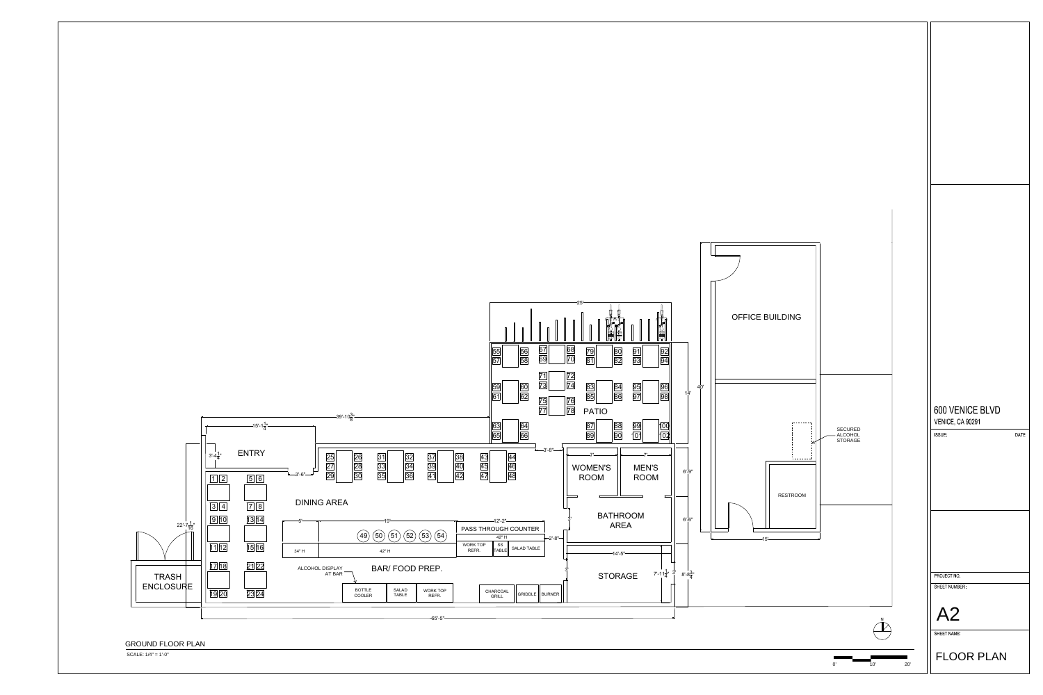OFFICE BUILDING

SECURED ALCOHOL STORAGE

RESTROOM

PATIO

WOMEN'S ROOM

MEN'S ROOM

BATHROOM AREA

STORAGE

ENTRY

DINING AREA

PASS THROUGH COUNTER

BAR/ FOOD PREP.

ALCOHOL DISPLAY AT BAR

TRASH ENCLOSURE

BOTTLE COOLER

SALAD TABLE

WORK TOP REFR.

CHARCOAL GRILL

GRIDDLE

BURNER

WORK TOP REFR.

SS TABLE

SALAD TABLE

42" H

34" H

42" H

25'

39'-10 3/8"

15'-1 1/4"

3'-4 1/4"

3'-6"

3'-8"

22'-7 1/16"

5'

19'

12'-2"

2'-8"

7'

7'

6'-9"

6'-6"

14'-5"

7'-1 1/4"

8'-8 3/4"

4'0'

14'

15'

65'-5"

GROUND FLOOR PLAN

SCALE: 1/4" = 1'-0"

0' 10' 20'

N

600 VENICE BLVD

VENICE, CA 90291

ISSUE: DATE

PROJECT NO.

SHEET NUMBER:

A2

SHEET NAME:

FLOOR PLAN